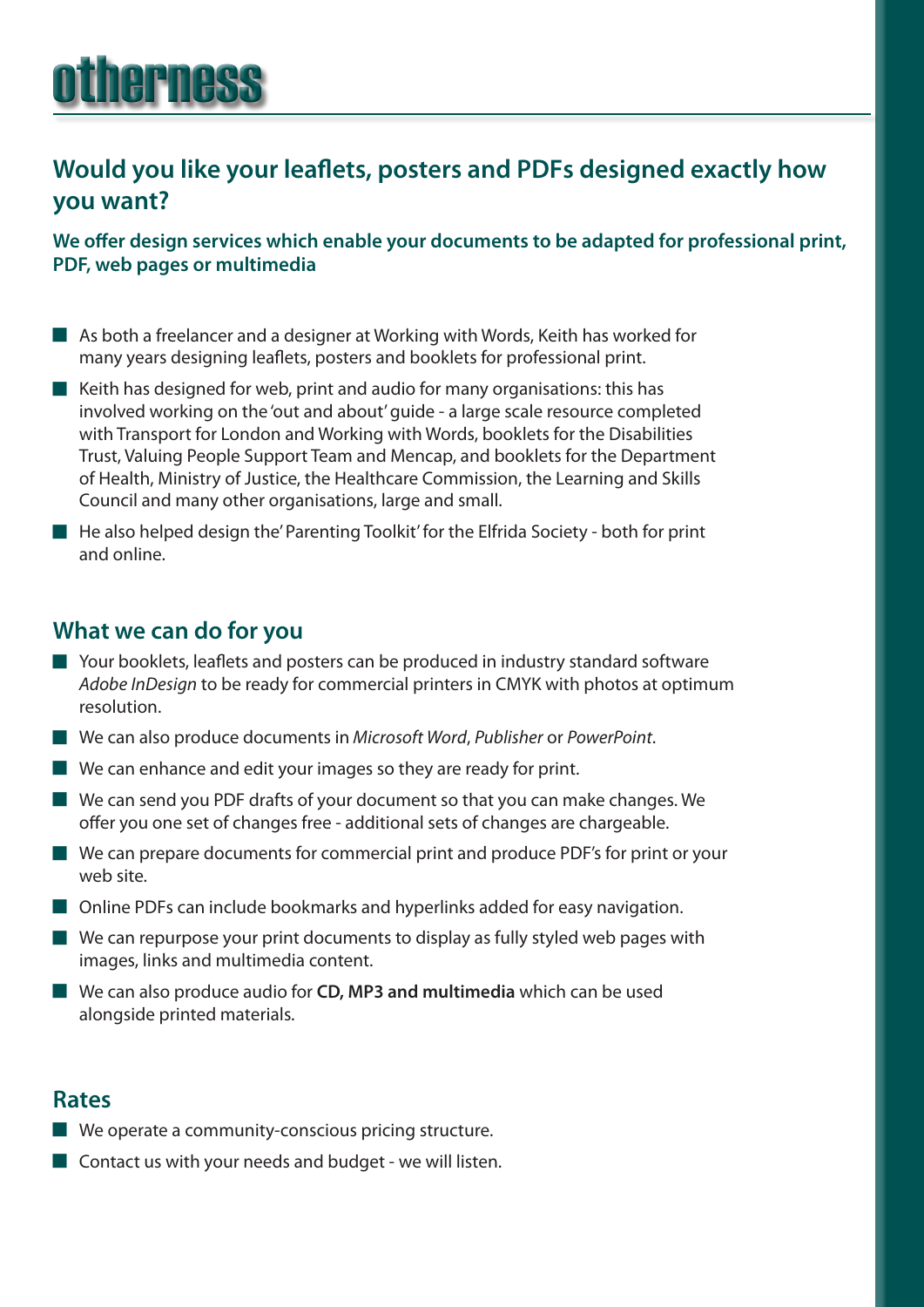# otherness

## Would you like your leaflets, posters and PDFs designed exactly how you want?

**We offer design services which enable your documents to be adapted for professional print, PDF, web pages or multimedia**

- As both a freelancer and a designer at Working with Words, Keith has worked for many years designing leaflets, posters and booklets for professional print.
- Keith has designed for web, print and audio for many organisations: this has involved working on the 'out and about' guide - a large scale resource completed with Transport for London and Working with Words, booklets for the Disabilities Trust, Valuing People Support Team and Mencap, and booklets for the Department of Health, Ministry of Justice, the Healthcare Commission, the Learning and Skills Council and many other organisations, large and small.
- He also helped design the' Parenting Toolkit' for the Elfrida Society - both for print and online.

## What we can do for you

- Your booklets, leaflets and posters can be produced in industry standard software *Adobe InDesign* to be ready for commercial printers in CMYK with photos at optimum resolution.
- We can also produce documents in *Microsoft Word*, *Publisher* or *PowerPoint*.
- We can enhance and edit your images so they are ready for print.
- We can send you PDF drafts of your document so that you can make changes. We offer you one set of changes free - additional sets of changes are chargeable.
- We can prepare documents for commercial print and produce PDF's for print or your web site.
- Online PDFs can include bookmarks and hyperlinks added for easy navigation.
- We can repurpose your print documents to display as fully styled web pages with images, links and multimedia content.
- We can also produce audio for **CD, MP3 and multimedia** which can be used alongside printed materials.

## Rates

- We operate a community-conscious pricing structure.
- Contact us with your needs and budget - we will listen.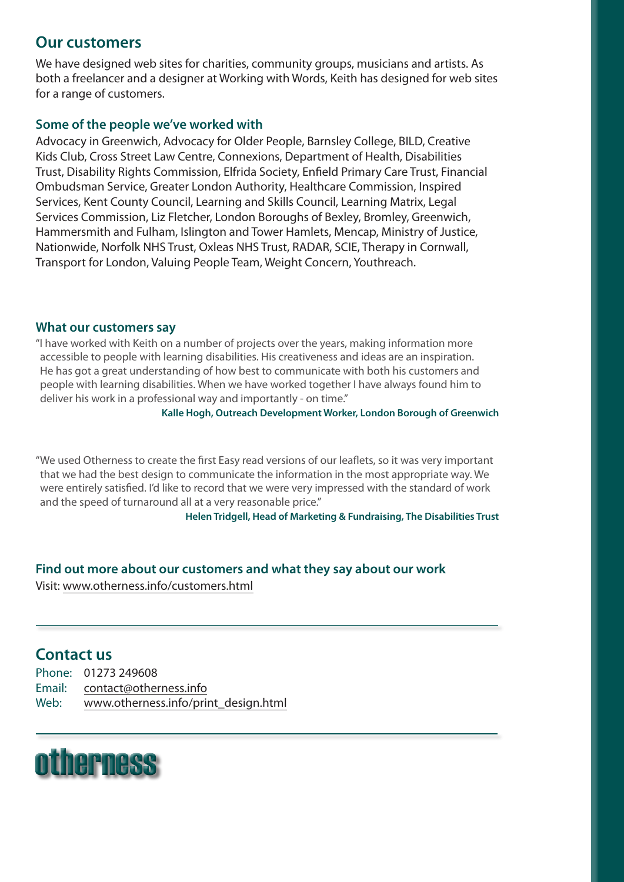## Our customers

We have designed web sites for charities, community groups, musicians and artists. As both a freelancer and a designer at Working with Words, Keith has designed for web sites for a range of customers.

### Some of the people we've worked with

Advocacy in Greenwich, Advocacy for Older People, Barnsley College, BILD, Creative Kids Club, Cross Street Law Centre, Connexions, Department of Health, Disabilities Trust, Disability Rights Commission, Elfrida Society, Enfield Primary Care Trust, Financial Ombudsman Service, Greater London Authority, Healthcare Commission, Inspired Services, Kent County Council, Learning and Skills Council, Learning Matrix, Legal Services Commission, Liz Fletcher, London Boroughs of Bexley, Bromley, Greenwich, Hammersmith and Fulham, Islington and Tower Hamlets, Mencap, Ministry of Justice, Nationwide, Norfolk NHS Trust, Oxleas NHS Trust, RADAR, SCIE, Therapy in Cornwall, Transport for London, Valuing People Team, Weight Concern, Youthreach.

### What our customers say

"I have worked with Keith on a number of projects over the years, making information more accessible to people with learning disabilities. His creativeness and ideas are an inspiration. He has got a great understanding of how best to communicate with both his customers and people with learning disabilities. When we have worked together I have always found him to deliver his work in a professional way and importantly - on time."

**Kalle Hogh, Outreach Development Worker, London Borough of Greenwich**

"We used Otherness to create the first Easy read versions of our leaflets, so it was very important that we had the best design to communicate the information in the most appropriate way. We were entirely satisfied. I'd like to record that we were very impressed with the standard of work and the speed of turnaround all at a very reasonable price."

**Helen Tridgell, Head of Marketing & Fundraising, The Disabilities Trust**

### Find out more about our customers and what they say about our work

Visit: www.otherness.info/customers.html

---

## Contact us

Phone: 01273 249608
Email: contact@otherness.info
Web: www.otherness.info/print_design.html

---

otherness